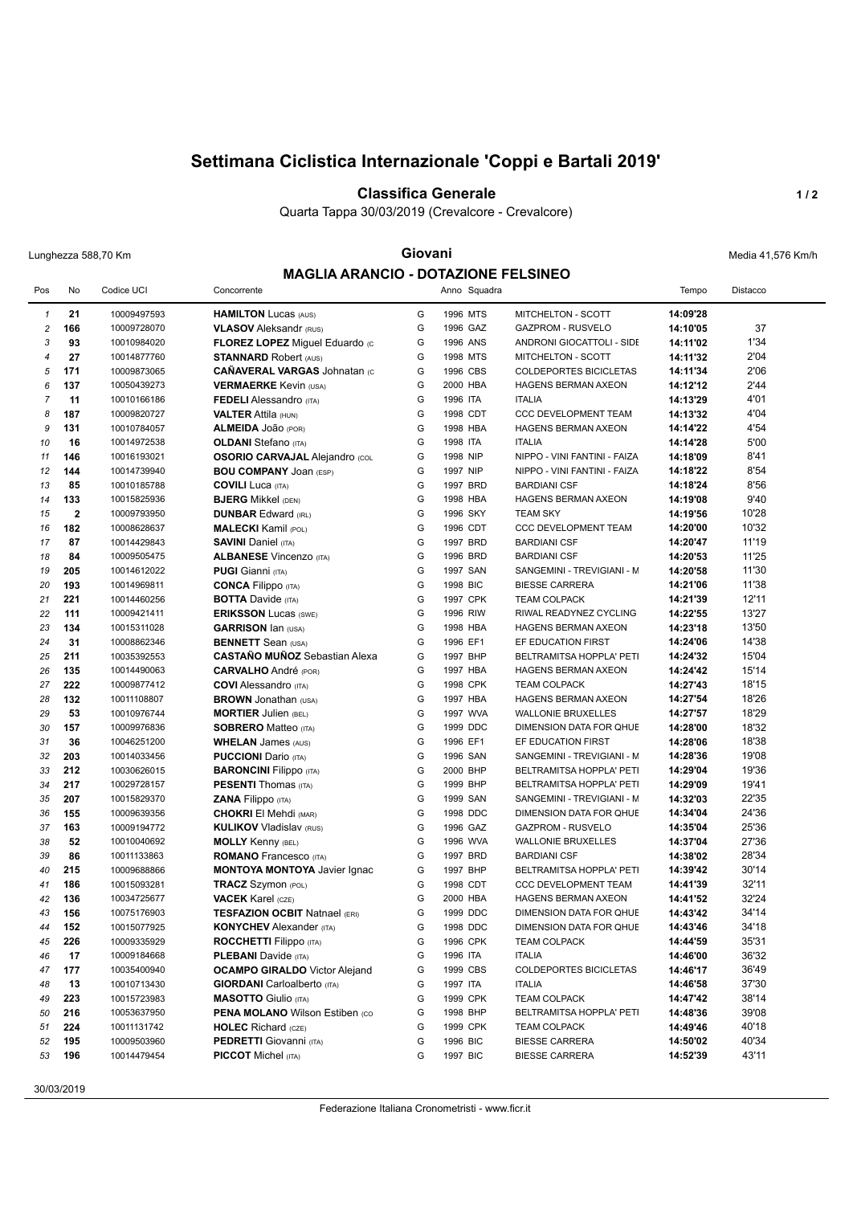# Settimana Ciclistica Internazionale 'Coppi e Bartali 2019'

## Classifica Generale

Quarta Tappa 30/03/2019 (Crevalcore - Crevalcore)

Lunghezza 588,70 Km

**Giovani**

Media 41,576 Km/h

### MAGLIA ARANCIO - DOTAZIONE FELSINEO

| Pos | No | Codice UCI | Concorrente | | Anno | Squadra | | Tempo | Distacco |
|---|---|---|---|---|---|---|---|---|---|
| 1 | 21 | 10009497593 | **HAMILTON** Lucas (AUS) | G | 1996 | MTS | MITCHELTON - SCOTT | 14:09'28 | |
| 2 | 166 | 10009728070 | **VLASOV** Aleksandr (RUS) | G | 1996 | GAZ | GAZPROM - RUSVELO | 14:10'05 | 37 |
| 3 | 93 | 10010984020 | **FLOREZ LOPEZ** Miguel Eduardo (C | G | 1996 | ANS | ANDRONI GIOCATTOLI - SIDE | 14:11'02 | 1'34 |
| 4 | 27 | 10014877760 | **STANNARD** Robert (AUS) | G | 1998 | MTS | MITCHELTON - SCOTT | 14:11'32 | 2'04 |
| 5 | 171 | 10009873065 | **CAÑAVERAL VARGAS** Johnatan (C | G | 1996 | CBS | COLDEPORTES BICICLETAS | 14:11'34 | 2'06 |
| 6 | 137 | 10050439273 | **VERMAERKE** Kevin (USA) | G | 2000 | HBA | HAGENS BERMAN AXEON | 14:12'12 | 2'44 |
| 7 | 11 | 10010166186 | **FEDELI** Alessandro (ITA) | G | 1996 | ITA | ITALIA | 14:13'29 | 4'01 |
| 8 | 187 | 10009820727 | **VALTER** Attila (HUN) | G | 1998 | CDT | CCC DEVELOPMENT TEAM | 14:13'32 | 4'04 |
| 9 | 131 | 10010784057 | **ALMEIDA** João (POR) | G | 1998 | HBA | HAGENS BERMAN AXEON | 14:14'22 | 4'54 |
| 10 | 16 | 10014972538 | **OLDANI** Stefano (ITA) | G | 1998 | ITA | ITALIA | 14:14'28 | 5'00 |
| 11 | 146 | 10016193021 | **OSORIO CARVAJAL** Alejandro (COL | G | 1998 | NIP | NIPPO - VINI FANTINI - FAIZA | 14:18'09 | 8'41 |
| 12 | 144 | 10014739940 | **BOU COMPANY** Joan (ESP) | G | 1997 | NIP | NIPPO - VINI FANTINI - FAIZA | 14:18'22 | 8'54 |
| 13 | 85 | 10010185788 | **COVILI** Luca (ITA) | G | 1997 | BRD | BARDIANI CSF | 14:18'24 | 8'56 |
| 14 | 133 | 10015825936 | **BJERG** Mikkel (DEN) | G | 1998 | HBA | HAGENS BERMAN AXEON | 14:19'08 | 9'40 |
| 15 | 2 | 10009793950 | **DUNBAR** Edward (IRL) | G | 1996 | SKY | TEAM SKY | 14:19'56 | 10'28 |
| 16 | 182 | 10008628637 | **MALECKI** Kamil (POL) | G | 1996 | CDT | CCC DEVELOPMENT TEAM | 14:20'00 | 10'32 |
| 17 | 87 | 10014429843 | **SAVINI** Daniel (ITA) | G | 1997 | BRD | BARDIANI CSF | 14:20'47 | 11'19 |
| 18 | 84 | 10009505475 | **ALBANESE** Vincenzo (ITA) | G | 1996 | BRD | BARDIANI CSF | 14:20'53 | 11'25 |
| 19 | 205 | 10014612022 | **PUGI** Gianni (ITA) | G | 1997 | SAN | SANGEMINI - TREVIGIANI - M | 14:20'58 | 11'30 |
| 20 | 193 | 10014969811 | **CONCA** Filippo (ITA) | G | 1998 | BIC | BIESSE CARRERA | 14:21'06 | 11'38 |
| 21 | 221 | 10014460256 | **BOTTA** Davide (ITA) | G | 1997 | CPK | TEAM COLPACK | 14:21'39 | 12'11 |
| 22 | 111 | 10009421411 | **ERIKSSON** Lucas (SWE) | G | 1996 | RIW | RIWAL READYNEZ CYCLING | 14:22'55 | 13'27 |
| 23 | 134 | 10015311028 | **GARRISON** Ian (USA) | G | 1998 | HBA | HAGENS BERMAN AXEON | 14:23'18 | 13'50 |
| 24 | 31 | 10008862346 | **BENNETT** Sean (USA) | G | 1996 | EF1 | EF EDUCATION FIRST | 14:24'06 | 14'38 |
| 25 | 211 | 10035392553 | **CASTAÑO MUÑOZ** Sebastian Alexa | G | 1997 | BHP | BELTRAMITSA HOPPLA' PETI | 14:24'32 | 15'04 |
| 26 | 135 | 10014490063 | **CARVALHO** André (POR) | G | 1997 | HBA | HAGENS BERMAN AXEON | 14:24'42 | 15'14 |
| 27 | 222 | 10009877412 | **COVI** Alessandro (ITA) | G | 1998 | CPK | TEAM COLPACK | 14:27'43 | 18'15 |
| 28 | 132 | 10011108807 | **BROWN** Jonathan (USA) | G | 1997 | HBA | HAGENS BERMAN AXEON | 14:27'54 | 18'26 |
| 29 | 53 | 10010976744 | **MORTIER** Julien (BEL) | G | 1997 | WVA | WALLONIE BRUXELLES | 14:27'57 | 18'29 |
| 30 | 157 | 10009976836 | **SOBRERO** Matteo (ITA) | G | 1999 | DDC | DIMENSION DATA FOR QHUE | 14:28'00 | 18'32 |
| 31 | 36 | 10046251200 | **WHELAN** James (AUS) | G | 1996 | EF1 | EF EDUCATION FIRST | 14:28'06 | 18'38 |
| 32 | 203 | 10014033456 | **PUCCIONI** Dario (ITA) | G | 1996 | SAN | SANGEMINI - TREVIGIANI - M | 14:28'36 | 19'08 |
| 33 | 212 | 10030626015 | **BARONCINI** Filippo (ITA) | G | 2000 | BHP | BELTRAMITSA HOPPLA' PETI | 14:29'04 | 19'36 |
| 34 | 217 | 10029728157 | **PESENTI** Thomas (ITA) | G | 1999 | BHP | BELTRAMITSA HOPPLA' PETI | 14:29'09 | 19'41 |
| 35 | 207 | 10015829370 | **ZANA** Filippo (ITA) | G | 1999 | SAN | SANGEMINI - TREVIGIANI - M | 14:32'03 | 22'35 |
| 36 | 155 | 10009639356 | **CHOKRI** El Mehdi (MAR) | G | 1998 | DDC | DIMENSION DATA FOR QHUE | 14:34'04 | 24'36 |
| 37 | 163 | 10009194772 | **KULIKOV** Vladislav (RUS) | G | 1996 | GAZ | GAZPROM - RUSVELO | 14:35'04 | 25'36 |
| 38 | 52 | 10010040692 | **MOLLY** Kenny (BEL) | G | 1996 | WVA | WALLONIE BRUXELLES | 14:37'04 | 27'36 |
| 39 | 86 | 10011133863 | **ROMANO** Francesco (ITA) | G | 1997 | BRD | BARDIANI CSF | 14:38'02 | 28'34 |
| 40 | 215 | 10009688866 | **MONTOYA MONTOYA** Javier Ignac | G | 1997 | BHP | BELTRAMITSA HOPPLA' PETI | 14:39'42 | 30'14 |
| 41 | 186 | 10015093281 | **TRACZ** Szymon (POL) | G | 1998 | CDT | CCC DEVELOPMENT TEAM | 14:41'39 | 32'11 |
| 42 | 136 | 10034725677 | **VACEK** Karel (CZE) | G | 2000 | HBA | HAGENS BERMAN AXEON | 14:41'52 | 32'24 |
| 43 | 156 | 10075176903 | **TESFAZION OCBIT** Natnael (ERI) | G | 1999 | DDC | DIMENSION DATA FOR QHUE | 14:43'42 | 34'14 |
| 44 | 152 | 10015077925 | **KONYCHEV** Alexander (ITA) | G | 1998 | DDC | DIMENSION DATA FOR QHUE | 14:43'46 | 34'18 |
| 45 | 226 | 10009335929 | **ROCCHETTI** Filippo (ITA) | G | 1996 | CPK | TEAM COLPACK | 14:44'59 | 35'31 |
| 46 | 17 | 10009184668 | **PLEBANI** Davide (ITA) | G | 1996 | ITA | ITALIA | 14:46'00 | 36'32 |
| 47 | 177 | 10035400940 | **OCAMPO GIRALDO** Victor Alejand | G | 1999 | CBS | COLDEPORTES BICICLETAS | 14:46'17 | 36'49 |
| 48 | 13 | 10010713430 | **GIORDANI** Carloalberto (ITA) | G | 1997 | ITA | ITALIA | 14:46'58 | 37'30 |
| 49 | 223 | 10015723983 | **MASOTTO** Giulio (ITA) | G | 1999 | CPK | TEAM COLPACK | 14:47'42 | 38'14 |
| 50 | 216 | 10053637950 | **PENA MOLANO** Wilson Estiben (CO | G | 1998 | BHP | BELTRAMITSA HOPPLA' PETI | 14:48'36 | 39'08 |
| 51 | 224 | 10011131742 | **HOLEC** Richard (CZE) | G | 1999 | CPK | TEAM COLPACK | 14:49'46 | 40'18 |
| 52 | 195 | 10009503960 | **PEDRETTI** Giovanni (ITA) | G | 1996 | BIC | BIESSE CARRERA | 14:50'02 | 40'34 |
| 53 | 196 | 10014479454 | **PICCOT** Michel (ITA) | G | 1997 | BIC | BIESSE CARRERA | 14:52'39 | 43'11 |

30/03/2019

Federazione Italiana Cronometristi - www.ficr.it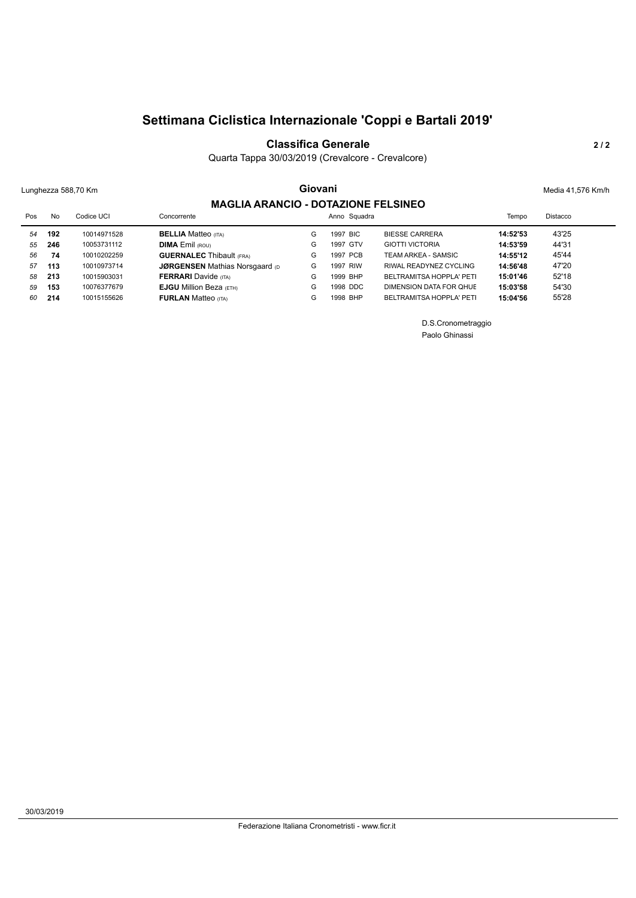# Settimana Ciclistica Internazionale 'Coppi e Bartali 2019'

## Classifica Generale

Quarta Tappa 30/03/2019 (Crevalcore - Crevalcore)

Lunghezza 588,70 Km

**Giovani**

Media 41,576 Km/h

### MAGLIA ARANCIO - DOTAZIONE FELSINEO

| Pos | No | Codice UCI | Concorrente | | Anno | Squadra | | Tempo | Distacco |
|---|---|---|---|---|---|---|---|---|---|
| 54 | **192** | 10014971528 | **BELLIA** Matteo (ITA) | G | 1997 | BIC | BIESSE CARRERA | **14:52'53** | 43'25 |
| 55 | **246** | 10053731112 | **DIMA** Emil (ROU) | G | 1997 | GTV | GIOTTI VICTORIA | **14:53'59** | 44'31 |
| 56 | **74** | 10010202259 | **GUERNALEC** Thibault (FRA) | G | 1997 | PCB | TEAM ARKEA - SAMSIC | **14:55'12** | 45'44 |
| 57 | **113** | 10010973714 | **JØRGENSEN** Mathias Norsgaard (D | G | 1997 | RIW | RIWAL READYNEZ CYCLING | **14:56'48** | 47'20 |
| 58 | **213** | 10015903031 | **FERRARI** Davide (ITA) | G | 1999 | BHP | BELTRAMITSA HOPPLA' PETI | **15:01'46** | 52'18 |
| 59 | **153** | 10076377679 | **EJGU** Million Beza (ETH) | G | 1998 | DDC | DIMENSION DATA FOR QHUE | **15:03'58** | 54'30 |
| 60 | **214** | 10015155626 | **FURLAN** Matteo (ITA) | G | 1998 | BHP | BELTRAMITSA HOPPLA' PETI | **15:04'56** | 55'28 |

D.S.Cronometraggio
Paolo Ghinassi

30/03/2019

Federazione Italiana Cronometristi - www.ficr.it